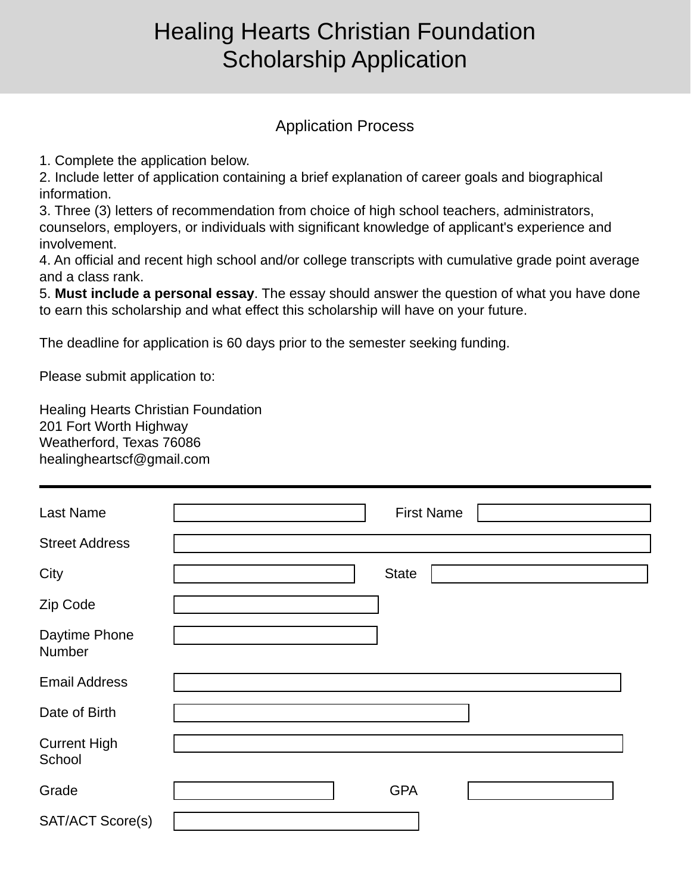# Healing Hearts Christian Foundation
# Scholarship Application

## Application Process

1. Complete the application below.
2. Include letter of application containing a brief explanation of career goals and biographical information.
3. Three (3) letters of recommendation from choice of high school teachers, administrators, counselors, employers, or individuals with significant knowledge of applicant's experience and involvement.
4. An official and recent high school and/or college transcripts with cumulative grade point average and a class rank.
5. **Must include a personal essay**. The essay should answer the question of what you have done to earn this scholarship and what effect this scholarship will have on your future.

The deadline for application is 60 days prior to the semester seeking funding.

Please submit application to:

Healing Hearts Christian Foundation
201 Fort Worth Highway
Weatherford, Texas 76086
healingheartscf@gmail.com

---

Last Name ______________ First Name ______________

Street Address ______________

City ______________ State ______________

Zip Code ______________

Daytime Phone Number ______________

Email Address ______________

Date of Birth ______________

Current High School ______________

Grade ______________ GPA ______________

SAT/ACT Score(s) ______________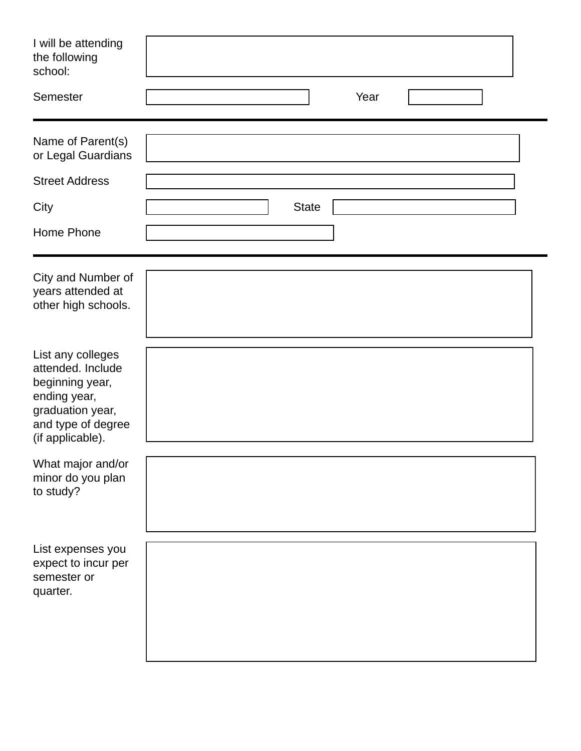I will be attending the following school: ____________________

Semester ____________________ Year __________

---

Name of Parent(s) or Legal Guardians ____________________

Street Address ____________________

City ____________________ State ____________________

Home Phone ____________________

---

City and Number of years attended at other high schools. ____________________

List any colleges attended. Include beginning year, ending year, graduation year, and type of degree (if applicable). ____________________

What major and/or minor do you plan to study? ____________________

List expenses you expect to incur per semester or quarter. ____________________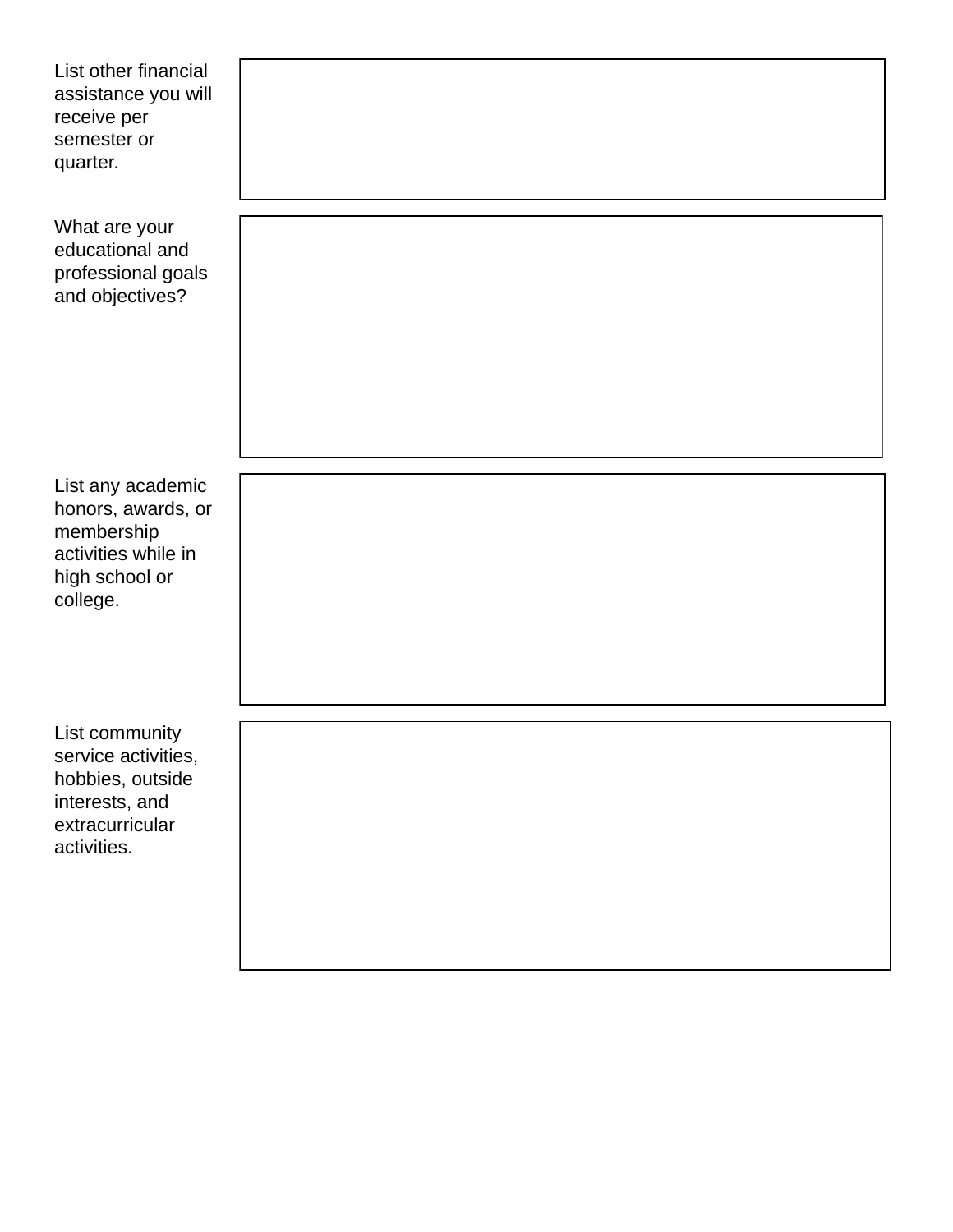| | |
|---|---|
| List other financial assistance you will receive per semester or quarter. | |
| What are your educational and professional goals and objectives? | |
| List any academic honors, awards, or membership activities while in high school or college. | |
| List community service activities, hobbies, outside interests, and extracurricular activities. | |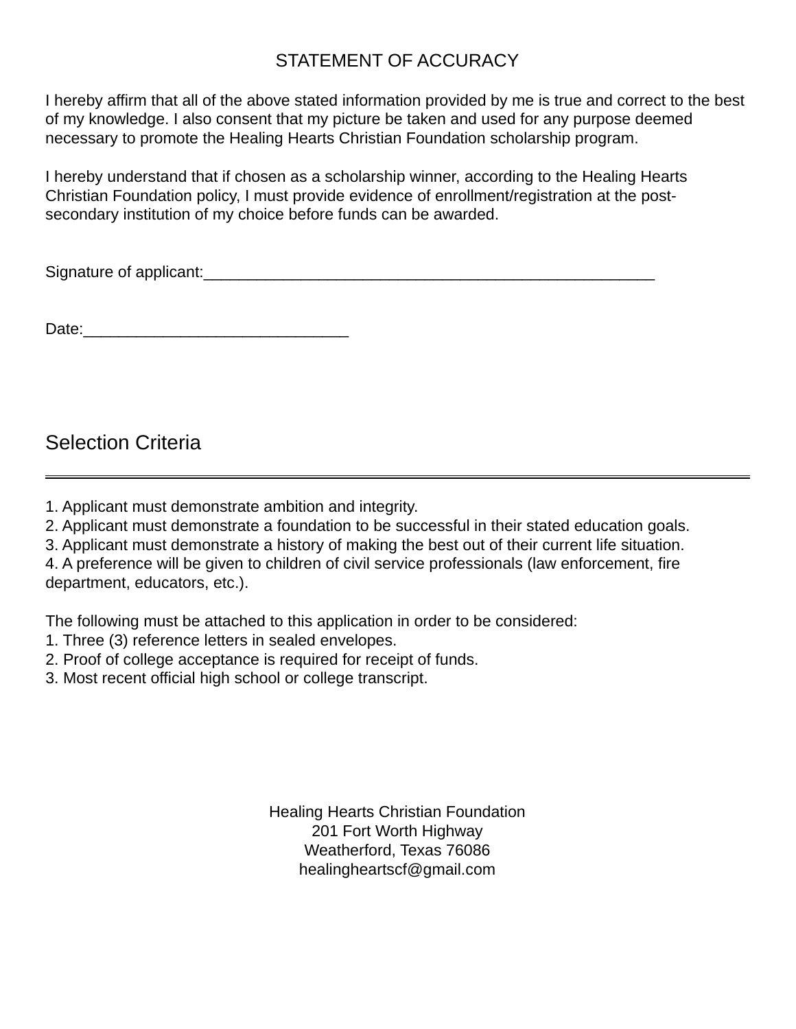## STATEMENT OF ACCURACY

I hereby affirm that all of the above stated information provided by me is true and correct to the best of my knowledge. I also consent that my picture be taken and used for any purpose deemed necessary to promote the Healing Hearts Christian Foundation scholarship program.

I hereby understand that if chosen as a scholarship winner, according to the Healing Hearts Christian Foundation policy, I must provide evidence of enrollment/registration at the post-secondary institution of my choice before funds can be awarded.

Signature of applicant:______________________________________________________

Date:______________________________

## Selection Criteria

---

1. Applicant must demonstrate ambition and integrity.
2. Applicant must demonstrate a foundation to be successful in their stated education goals.
3. Applicant must demonstrate a history of making the best out of their current life situation.
4. A preference will be given to children of civil service professionals (law enforcement, fire department, educators, etc.).

The following must be attached to this application in order to be considered:

1. Three (3) reference letters in sealed envelopes.
2. Proof of college acceptance is required for receipt of funds.
3. Most recent official high school or college transcript.

Healing Hearts Christian Foundation
201 Fort Worth Highway
Weatherford, Texas 76086
healingheartscf@gmail.com